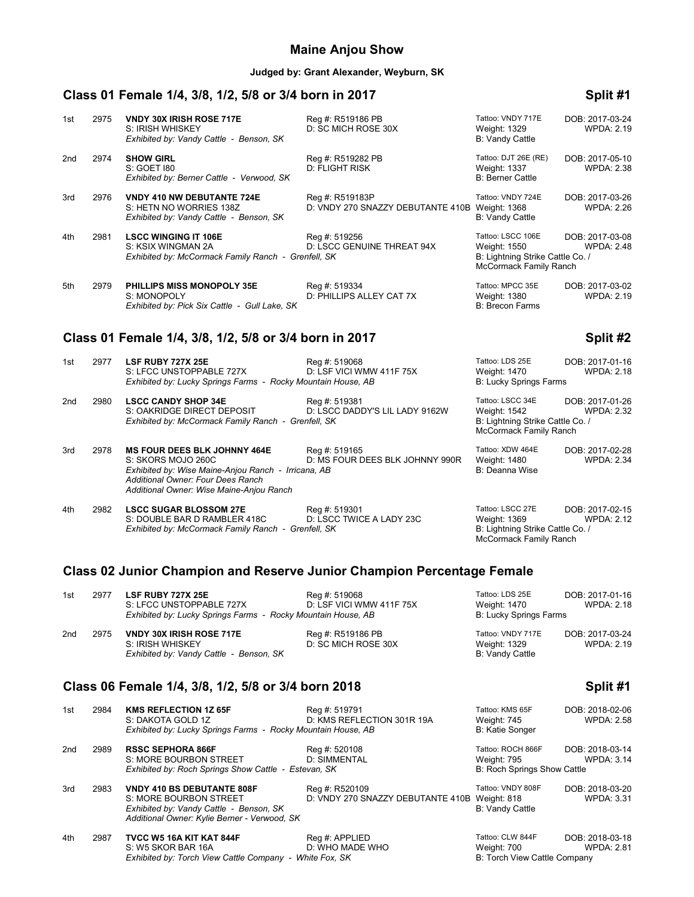# Maine Anjou Show

**Judged by: Grant Alexander, Weyburn, SK**

## Class 01 Female 1/4, 3/8, 1/2, 5/8 or 3/4 born in 2017 — Split #1

| Place | No. | Animal | Registration | Details | DOB / WPDA |
|---|---|---|---|---|---|
| 1st | 2975 | **VNDY 30X IRISH ROSE 717E**<br>S: IRISH WHISKEY<br>*Exhibited by: Vandy Cattle - Benson, SK* | Reg #: R519186 PB<br>D: SC MICH ROSE 30X | Tattoo: VNDY 717E<br>Weight: 1329<br>B: Vandy Cattle | DOB: 2017-03-24<br>WPDA: 2.19 |
| 2nd | 2974 | **SHOW GIRL**<br>S: GOET I80<br>*Exhibited by: Berner Cattle - Verwood, SK* | Reg #: R519282 PB<br>D: FLIGHT RISK | Tattoo: DJT 26E (RE)<br>Weight: 1337<br>B: Berner Cattle | DOB: 2017-05-10<br>WPDA: 2.38 |
| 3rd | 2976 | **VNDY 410 NW DEBUTANTE 724E**<br>S: HETN NO WORRIES 138Z<br>*Exhibited by: Vandy Cattle - Benson, SK* | Reg #: R519183P<br>D: VNDY 270 SNAZZY DEBUTANTE 410B | Tattoo: VNDY 724E<br>Weight: 1368<br>B: Vandy Cattle | DOB: 2017-03-26<br>WPDA: 2.26 |
| 4th | 2981 | **LSCC WINGING IT 106E**<br>S: KSIX WINGMAN 2A<br>*Exhibited by: McCormack Family Ranch - Grenfell, SK* | Reg #: 519256<br>D: LSCC GENUINE THREAT 94X | Tattoo: LSCC 106E<br>Weight: 1550<br>B: Lightning Strike Cattle Co. / McCormack Family Ranch | DOB: 2017-03-08<br>WPDA: 2.48 |
| 5th | 2979 | **PHILLIPS MISS MONOPOLY 35E**<br>S: MONOPOLY<br>*Exhibited by: Pick Six Cattle - Gull Lake, SK* | Reg #: 519334<br>D: PHILLIPS ALLEY CAT 7X | Tattoo: MPCC 35E<br>Weight: 1380<br>B: Brecon Farms | DOB: 2017-03-02<br>WPDA: 2.19 |

## Class 01 Female 1/4, 3/8, 1/2, 5/8 or 3/4 born in 2017 — Split #2

| Place | No. | Animal | Registration | Details | DOB / WPDA |
|---|---|---|---|---|---|
| 1st | 2977 | **LSF RUBY 727X 25E**<br>S: LFCC UNSTOPPABLE 727X<br>*Exhibited by: Lucky Springs Farms - Rocky Mountain House, AB* | Reg #: 519068<br>D: LSF VICI WMW 411F 75X | Tattoo: LDS 25E<br>Weight: 1470<br>B: Lucky Springs Farms | DOB: 2017-01-16<br>WPDA: 2.18 |
| 2nd | 2980 | **LSCC CANDY SHOP 34E**<br>S: OAKRIDGE DIRECT DEPOSIT<br>*Exhibited by: McCormack Family Ranch - Grenfell, SK* | Reg #: 519381<br>D: LSCC DADDY'S LIL LADY 9162W | Tattoo: LSCC 34E<br>Weight: 1542<br>B: Lightning Strike Cattle Co. / McCormack Family Ranch | DOB: 2017-01-26<br>WPDA: 2.32 |
| 3rd | 2978 | **MS FOUR DEES BLK JOHNNY 464E**<br>S: SKORS MOJO 260C<br>*Exhibited by: Wise Maine-Anjou Ranch - Irricana, AB*<br>*Additional Owner: Four Dees Ranch*<br>*Additional Owner: Wise Maine-Anjou Ranch* | Reg #: 519165<br>D: MS FOUR DEES BLK JOHNNY 990R | Tattoo: XDW 464E<br>Weight: 1480<br>B: Deanna Wise | DOB: 2017-02-28<br>WPDA: 2.34 |
| 4th | 2982 | **LSCC SUGAR BLOSSOM 27E**<br>S: DOUBLE BAR D RAMBLER 418C<br>*Exhibited by: McCormack Family Ranch - Grenfell, SK* | Reg #: 519301<br>D: LSCC TWICE A LADY 23C | Tattoo: LSCC 27E<br>Weight: 1369<br>B: Lightning Strike Cattle Co. / McCormack Family Ranch | DOB: 2017-02-15<br>WPDA: 2.12 |

## Class 02 Junior Champion and Reserve Junior Champion Percentage Female

| Place | No. | Animal | Registration | Details | DOB / WPDA |
|---|---|---|---|---|---|
| 1st | 2977 | **LSF RUBY 727X 25E**<br>S: LFCC UNSTOPPABLE 727X<br>*Exhibited by: Lucky Springs Farms - Rocky Mountain House, AB* | Reg #: 519068<br>D: LSF VICI WMW 411F 75X | Tattoo: LDS 25E<br>Weight: 1470<br>B: Lucky Springs Farms | DOB: 2017-01-16<br>WPDA: 2.18 |
| 2nd | 2975 | **VNDY 30X IRISH ROSE 717E**<br>S: IRISH WHISKEY<br>*Exhibited by: Vandy Cattle - Benson, SK* | Reg #: R519186 PB<br>D: SC MICH ROSE 30X | Tattoo: VNDY 717E<br>Weight: 1329<br>B: Vandy Cattle | DOB: 2017-03-24<br>WPDA: 2.19 |

## Class 06 Female 1/4, 3/8, 1/2, 5/8 or 3/4 born in 2018 — Split #1

| Place | No. | Animal | Registration | Details | DOB / WPDA |
|---|---|---|---|---|---|
| 1st | 2984 | **KMS REFLECTION 1Z 65F**<br>S: DAKOTA GOLD 1Z<br>*Exhibited by: Lucky Springs Farms - Rocky Mountain House, AB* | Reg #: 519791<br>D: KMS REFLECTION 301R 19A | Tattoo: KMS 65F<br>Weight: 745<br>B: Katie Songer | DOB: 2018-02-06<br>WPDA: 2.58 |
| 2nd | 2989 | **RSSC SEPHORA 866F**<br>S: MORE BOURBON STREET<br>*Exhibited by: Roch Springs Show Cattle - Estevan, SK* | Reg #: 520108<br>D: SIMMENTAL | Tattoo: ROCH 866F<br>Weight: 795<br>B: Roch Springs Show Cattle | DOB: 2018-03-14<br>WPDA: 3.14 |
| 3rd | 2983 | **VNDY 410 BS DEBUTANTE 808F**<br>S: MORE BOURBON STREET<br>*Exhibited by: Vandy Cattle - Benson, SK*<br>*Additional Owner: Kylie Berner - Verwood, SK* | Reg #: R520109<br>D: VNDY 270 SNAZZY DEBUTANTE 410B | Tattoo: VNDY 808F<br>Weight: 818<br>B: Vandy Cattle | DOB: 2018-03-20<br>WPDA: 3.31 |
| 4th | 2987 | **TVCC W5 16A KIT KAT 844F**<br>S: W5 SKOR BAR 16A<br>*Exhibited by: Torch View Cattle Company - White Fox, SK* | Reg #: APPLIED<br>D: WHO MADE WHO | Tattoo: CLW 844F<br>Weight: 700<br>B: Torch View Cattle Company | DOB: 2018-03-18<br>WPDA: 2.81 |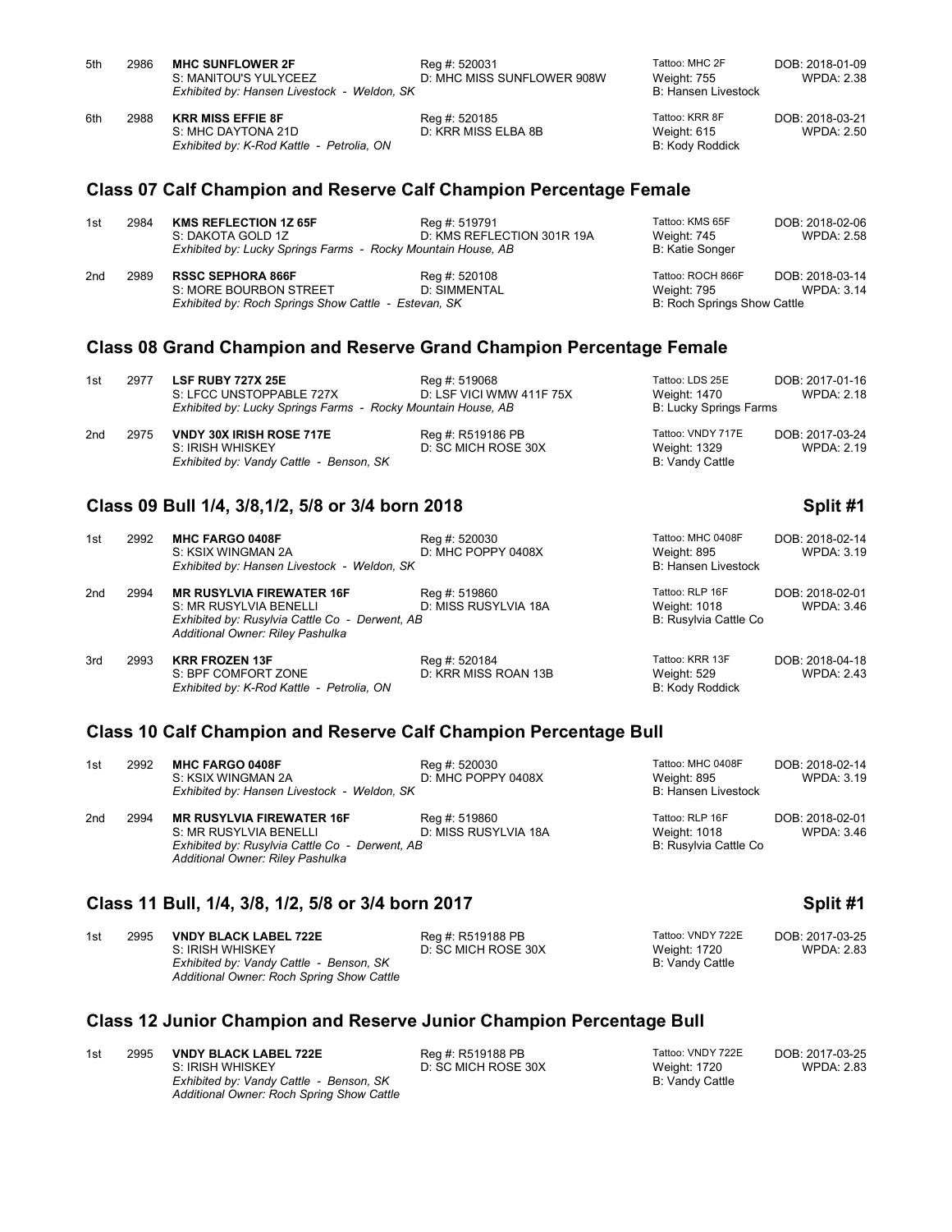| | | | | | |
|---|---|---|---|---|---|
| 5th | 2986 | **MHC SUNFLOWER 2F**<br>S: MANITOU'S YULYCEEZ<br>*Exhibited by: Hansen Livestock - Weldon, SK* | Reg #: 520031<br>D: MHC MISS SUNFLOWER 908W | Tattoo: MHC 2F<br>Weight: 755<br>B: Hansen Livestock | DOB: 2018-01-09<br>WPDA: 2.38 |
| 6th | 2988 | **KRR MISS EFFIE 8F**<br>S: MHC DAYTONA 21D<br>*Exhibited by: K-Rod Kattle - Petrolia, ON* | Reg #: 520185<br>D: KRR MISS ELBA 8B | Tattoo: KRR 8F<br>Weight: 615<br>B: Kody Roddick | DOB: 2018-03-21<br>WPDA: 2.50 |

## Class 07 Calf Champion and Reserve Calf Champion Percentage Female

| | | | | | |
|---|---|---|---|---|---|
| 1st | 2984 | **KMS REFLECTION 1Z 65F**<br>S: DAKOTA GOLD 1Z<br>*Exhibited by: Lucky Springs Farms - Rocky Mountain House, AB* | Reg #: 519791<br>D: KMS REFLECTION 301R 19A | Tattoo: KMS 65F<br>Weight: 745<br>B: Katie Songer | DOB: 2018-02-06<br>WPDA: 2.58 |
| 2nd | 2989 | **RSSC SEPHORA 866F**<br>S: MORE BOURBON STREET<br>*Exhibited by: Roch Springs Show Cattle - Estevan, SK* | Reg #: 520108<br>D: SIMMENTAL | Tattoo: ROCH 866F<br>Weight: 795<br>B: Roch Springs Show Cattle | DOB: 2018-03-14<br>WPDA: 3.14 |

## Class 08 Grand Champion and Reserve Grand Champion Percentage Female

| | | | | | |
|---|---|---|---|---|---|
| 1st | 2977 | **LSF RUBY 727X 25E**<br>S: LFCC UNSTOPPABLE 727X<br>*Exhibited by: Lucky Springs Farms - Rocky Mountain House, AB* | Reg #: 519068<br>D: LSF VICI WMW 411F 75X | Tattoo: LDS 25E<br>Weight: 1470<br>B: Lucky Springs Farms | DOB: 2017-01-16<br>WPDA: 2.18 |
| 2nd | 2975 | **VNDY 30X IRISH ROSE 717E**<br>S: IRISH WHISKEY<br>*Exhibited by: Vandy Cattle - Benson, SK* | Reg #: R519186 PB<br>D: SC MICH ROSE 30X | Tattoo: VNDY 717E<br>Weight: 1329<br>B: Vandy Cattle | DOB: 2017-03-24<br>WPDA: 2.19 |

## Class 09 Bull 1/4, 3/8,1/2, 5/8 or 3/4 born 2018 — Split #1

| | | | | | |
|---|---|---|---|---|---|
| 1st | 2992 | **MHC FARGO 0408F**<br>S: KSIX WINGMAN 2A<br>*Exhibited by: Hansen Livestock - Weldon, SK* | Reg #: 520030<br>D: MHC POPPY 0408X | Tattoo: MHC 0408F<br>Weight: 895<br>B: Hansen Livestock | DOB: 2018-02-14<br>WPDA: 3.19 |
| 2nd | 2994 | **MR RUSYLVIA FIREWATER 16F**<br>S: MR RUSYLVIA BENELLI<br>*Exhibited by: Rusylvia Cattle Co - Derwent, AB*<br>*Additional Owner: Riley Pashulka* | Reg #: 519860<br>D: MISS RUSYLVIA 18A | Tattoo: RLP 16F<br>Weight: 1018<br>B: Rusylvia Cattle Co | DOB: 2018-02-01<br>WPDA: 3.46 |
| 3rd | 2993 | **KRR FROZEN 13F**<br>S: BPF COMFORT ZONE<br>*Exhibited by: K-Rod Kattle - Petrolia, ON* | Reg #: 520184<br>D: KRR MISS ROAN 13B | Tattoo: KRR 13F<br>Weight: 529<br>B: Kody Roddick | DOB: 2018-04-18<br>WPDA: 2.43 |

## Class 10 Calf Champion and Reserve Calf Champion Percentage Bull

| | | | | | |
|---|---|---|---|---|---|
| 1st | 2992 | **MHC FARGO 0408F**<br>S: KSIX WINGMAN 2A<br>*Exhibited by: Hansen Livestock - Weldon, SK* | Reg #: 520030<br>D: MHC POPPY 0408X | Tattoo: MHC 0408F<br>Weight: 895<br>B: Hansen Livestock | DOB: 2018-02-14<br>WPDA: 3.19 |
| 2nd | 2994 | **MR RUSYLVIA FIREWATER 16F**<br>S: MR RUSYLVIA BENELLI<br>*Exhibited by: Rusylvia Cattle Co - Derwent, AB*<br>*Additional Owner: Riley Pashulka* | Reg #: 519860<br>D: MISS RUSYLVIA 18A | Tattoo: RLP 16F<br>Weight: 1018<br>B: Rusylvia Cattle Co | DOB: 2018-02-01<br>WPDA: 3.46 |

## Class 11 Bull, 1/4, 3/8, 1/2, 5/8 or 3/4 born 2017 — Split #1

| | | | | | |
|---|---|---|---|---|---|
| 1st | 2995 | **VNDY BLACK LABEL 722E**<br>S: IRISH WHISKEY<br>*Exhibited by: Vandy Cattle - Benson, SK*<br>*Additional Owner: Roch Spring Show Cattle* | Reg #: R519188 PB<br>D: SC MICH ROSE 30X | Tattoo: VNDY 722E<br>Weight: 1720<br>B: Vandy Cattle | DOB: 2017-03-25<br>WPDA: 2.83 |

## Class 12 Junior Champion and Reserve Junior Champion Percentage Bull

| | | | | | |
|---|---|---|---|---|---|
| 1st | 2995 | **VNDY BLACK LABEL 722E**<br>S: IRISH WHISKEY<br>*Exhibited by: Vandy Cattle - Benson, SK*<br>*Additional Owner: Roch Spring Show Cattle* | Reg #: R519188 PB<br>D: SC MICH ROSE 30X | Tattoo: VNDY 722E<br>Weight: 1720<br>B: Vandy Cattle | DOB: 2017-03-25<br>WPDA: 2.83 |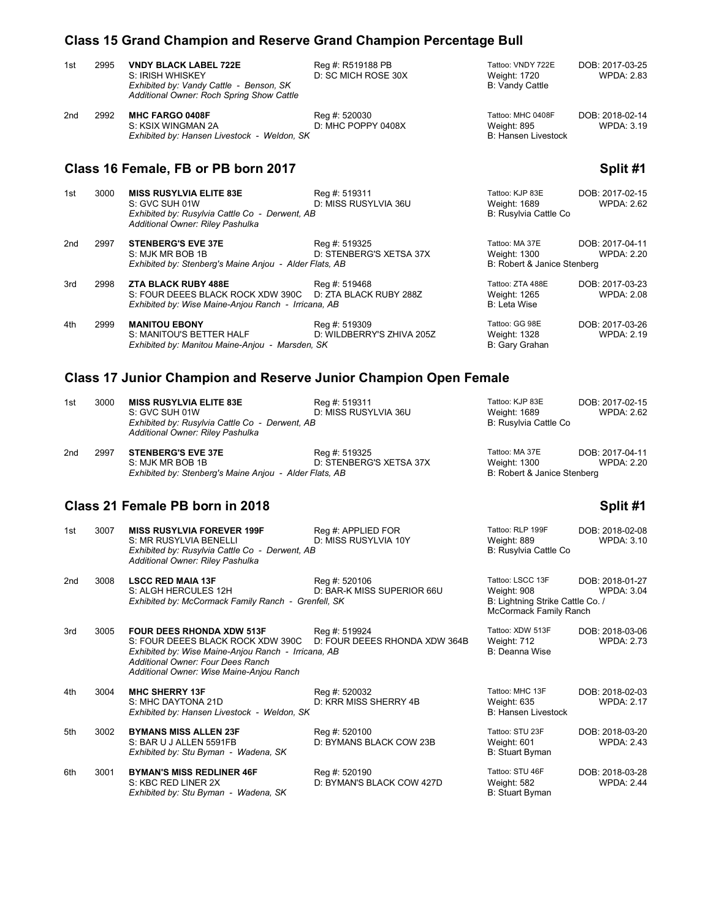## Class 15 Grand Champion and Reserve Grand Champion Percentage Bull

| Place | No. | Animal | Registration | Tattoo / Weight / Breeder | DOB / WPDA |
|---|---|---|---|---|---|
| 1st | 2995 | **VNDY BLACK LABEL 722E**<br>S: IRISH WHISKEY<br>*Exhibited by: Vandy Cattle - Benson, SK*<br>*Additional Owner: Roch Spring Show Cattle* | Reg #: R519188 PB<br>D: SC MICH ROSE 30X | Tattoo: VNDY 722E<br>Weight: 1720<br>B: Vandy Cattle | DOB: 2017-03-25<br>WPDA: 2.83 |
| 2nd | 2992 | **MHC FARGO 0408F**<br>S: KSIX WINGMAN 2A<br>*Exhibited by: Hansen Livestock - Weldon, SK* | Reg #: 520030<br>D: MHC POPPY 0408X | Tattoo: MHC 0408F<br>Weight: 895<br>B: Hansen Livestock | DOB: 2018-02-14<br>WPDA: 3.19 |

## Class 16 Female, FB or PB born 2017 — Split #1

| Place | No. | Animal | Registration | Tattoo / Weight / Breeder | DOB / WPDA |
|---|---|---|---|---|---|
| 1st | 3000 | **MISS RUSYLVIA ELITE 83E**<br>S: GVC SUH 01W<br>*Exhibited by: Rusylvia Cattle Co - Derwent, AB*<br>*Additional Owner: Riley Pashulka* | Reg #: 519311<br>D: MISS RUSYLVIA 36U | Tattoo: KJP 83E<br>Weight: 1689<br>B: Rusylvia Cattle Co | DOB: 2017-02-15<br>WPDA: 2.62 |
| 2nd | 2997 | **STENBERG'S EVE 37E**<br>S: MJK MR BOB 1B<br>*Exhibited by: Stenberg's Maine Anjou - Alder Flats, AB* | Reg #: 519325<br>D: STENBERG'S XETSA 37X | Tattoo: MA 37E<br>Weight: 1300<br>B: Robert & Janice Stenberg | DOB: 2017-04-11<br>WPDA: 2.20 |
| 3rd | 2998 | **ZTA BLACK RUBY 488E**<br>S: FOUR DEEES BLACK ROCK XDW 390C<br>*Exhibited by: Wise Maine-Anjou Ranch - Irricana, AB* | Reg #: 519468<br>D: ZTA BLACK RUBY 288Z | Tattoo: ZTA 488E<br>Weight: 1265<br>B: Leta Wise | DOB: 2017-03-23<br>WPDA: 2.08 |
| 4th | 2999 | **MANITOU EBONY**<br>S: MANITOU'S BETTER HALF<br>*Exhibited by: Manitou Maine-Anjou - Marsden, SK* | Reg #: 519309<br>D: WILDBERRY'S ZHIVA 205Z | Tattoo: GG 98E<br>Weight: 1328<br>B: Gary Grahan | DOB: 2017-03-26<br>WPDA: 2.19 |

## Class 17 Junior Champion and Reserve Junior Champion Open Female

| Place | No. | Animal | Registration | Tattoo / Weight / Breeder | DOB / WPDA |
|---|---|---|---|---|---|
| 1st | 3000 | **MISS RUSYLVIA ELITE 83E**<br>S: GVC SUH 01W<br>*Exhibited by: Rusylvia Cattle Co - Derwent, AB*<br>*Additional Owner: Riley Pashulka* | Reg #: 519311<br>D: MISS RUSYLVIA 36U | Tattoo: KJP 83E<br>Weight: 1689<br>B: Rusylvia Cattle Co | DOB: 2017-02-15<br>WPDA: 2.62 |
| 2nd | 2997 | **STENBERG'S EVE 37E**<br>S: MJK MR BOB 1B<br>*Exhibited by: Stenberg's Maine Anjou - Alder Flats, AB* | Reg #: 519325<br>D: STENBERG'S XETSA 37X | Tattoo: MA 37E<br>Weight: 1300<br>B: Robert & Janice Stenberg | DOB: 2017-04-11<br>WPDA: 2.20 |

## Class 21 Female PB born in 2018 — Split #1

| Place | No. | Animal | Registration | Tattoo / Weight / Breeder | DOB / WPDA |
|---|---|---|---|---|---|
| 1st | 3007 | **MISS RUSYLVIA FOREVER 199F**<br>S: MR RUSYLVIA BENELLI<br>*Exhibited by: Rusylvia Cattle Co - Derwent, AB*<br>*Additional Owner: Riley Pashulka* | Reg #: APPLIED FOR<br>D: MISS RUSYLVIA 10Y | Tattoo: RLP 199F<br>Weight: 889<br>B: Rusylvia Cattle Co | DOB: 2018-02-08<br>WPDA: 3.10 |
| 2nd | 3008 | **LSCC RED MAIA 13F**<br>S: ALGH HERCULES 12H<br>*Exhibited by: McCormack Family Ranch - Grenfell, SK* | Reg #: 520106<br>D: BAR-K MISS SUPERIOR 66U | Tattoo: LSCC 13F<br>Weight: 908<br>B: Lightning Strike Cattle Co. / McCormack Family Ranch | DOB: 2018-01-27<br>WPDA: 3.04 |
| 3rd | 3005 | **FOUR DEES RHONDA XDW 513F**<br>S: FOUR DEEES BLACK ROCK XDW 390C<br>*Exhibited by: Wise Maine-Anjou Ranch - Irricana, AB*<br>*Additional Owner: Four Dees Ranch*<br>*Additional Owner: Wise Maine-Anjou Ranch* | Reg #: 519924<br>D: FOUR DEEES RHONDA XDW 364B | Tattoo: XDW 513F<br>Weight: 712<br>B: Deanna Wise | DOB: 2018-03-06<br>WPDA: 2.73 |
| 4th | 3004 | **MHC SHERRY 13F**<br>S: MHC DAYTONA 21D<br>*Exhibited by: Hansen Livestock - Weldon, SK* | Reg #: 520032<br>D: KRR MISS SHERRY 4B | Tattoo: MHC 13F<br>Weight: 635<br>B: Hansen Livestock | DOB: 2018-02-03<br>WPDA: 2.17 |
| 5th | 3002 | **BYMANS MISS ALLEN 23F**<br>S: BAR U J ALLEN 5591FB<br>*Exhibited by: Stu Byman - Wadena, SK* | Reg #: 520100<br>D: BYMANS BLACK COW 23B | Tattoo: STU 23F<br>Weight: 601<br>B: Stuart Byman | DOB: 2018-03-20<br>WPDA: 2.43 |
| 6th | 3001 | **BYMAN'S MISS REDLINER 46F**<br>S: KBC RED LINER 2X<br>*Exhibited by: Stu Byman - Wadena, SK* | Reg #: 520190<br>D: BYMAN'S BLACK COW 427D | Tattoo: STU 46F<br>Weight: 582<br>B: Stuart Byman | DOB: 2018-03-28<br>WPDA: 2.44 |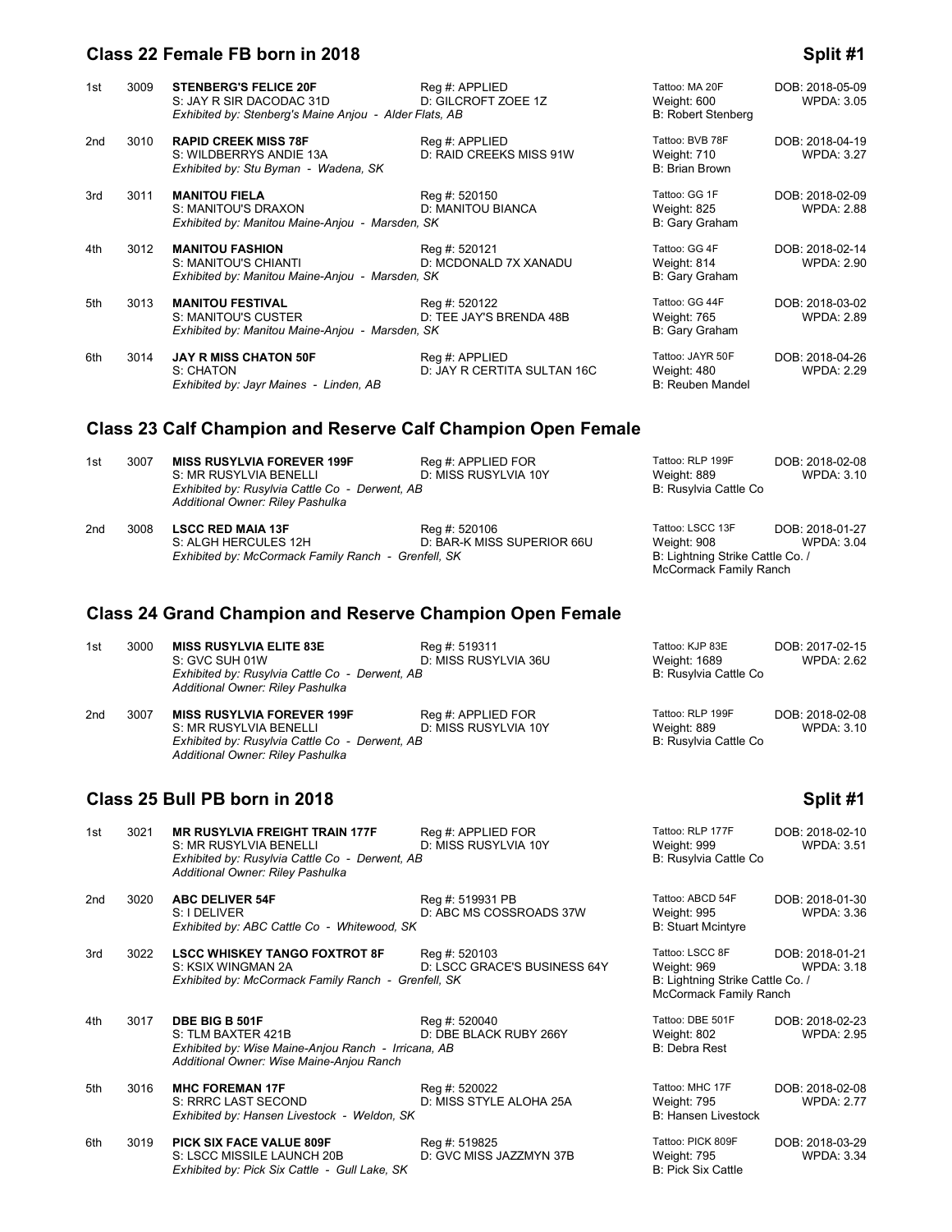## Class 22 Female FB born in 2018

**Split #1**

1st 3009 **STENBERG'S FELICE 20F** Reg #: APPLIED Tattoo: MA 20F DOB: 2018-05-09
S: JAY R SIR DACODAC 31D D: GILCROFT ZOEE 1Z Weight: 600 WPDA: 3.05
*Exhibited by: Stenberg's Maine Anjou - Alder Flats, AB* B: Robert Stenberg

2nd 3010 **RAPID CREEK MISS 78F** Reg #: APPLIED Tattoo: BVB 78F DOB: 2018-04-19
S: WILDBERRYS ANDIE 13A D: RAID CREEKS MISS 91W Weight: 710 WPDA: 3.27
*Exhibited by: Stu Byman - Wadena, SK* B: Brian Brown

3rd 3011 **MANITOU FIELA** Reg #: 520150 Tattoo: GG 1F DOB: 2018-02-09
S: MANITOU'S DRAXON D: MANITOU BIANCA Weight: 825 WPDA: 2.88
*Exhibited by: Manitou Maine-Anjou - Marsden, SK* B: Gary Graham

4th 3012 **MANITOU FASHION** Reg #: 520121 Tattoo: GG 4F DOB: 2018-02-14
S: MANITOU'S CHIANTI D: MCDONALD 7X XANADU Weight: 814 WPDA: 2.90
*Exhibited by: Manitou Maine-Anjou - Marsden, SK* B: Gary Graham

5th 3013 **MANITOU FESTIVAL** Reg #: 520122 Tattoo: GG 44F DOB: 2018-03-02
S: MANITOU'S CUSTER D: TEE JAY'S BRENDA 48B Weight: 765 WPDA: 2.89
*Exhibited by: Manitou Maine-Anjou - Marsden, SK* B: Gary Graham

6th 3014 **JAY R MISS CHATON 50F** Reg #: APPLIED Tattoo: JAYR 50F DOB: 2018-04-26
S: CHATON D: JAY R CERTITA SULTAN 16C Weight: 480 WPDA: 2.29
*Exhibited by: Jayr Maines - Linden, AB* B: Reuben Mandel

## Class 23 Calf Champion and Reserve Calf Champion Open Female

1st 3007 **MISS RUSYLVIA FOREVER 199F** Reg #: APPLIED FOR Tattoo: RLP 199F DOB: 2018-02-08
S: MR RUSYLVIA BENELLI D: MISS RUSYLVIA 10Y Weight: 889 WPDA: 3.10
*Exhibited by: Rusylvia Cattle Co - Derwent, AB* B: Rusylvia Cattle Co
*Additional Owner: Riley Pashulka*

2nd 3008 **LSCC RED MAIA 13F** Reg #: 520106 Tattoo: LSCC 13F DOB: 2018-01-27
S: ALGH HERCULES 12H D: BAR-K MISS SUPERIOR 66U Weight: 908 WPDA: 3.04
*Exhibited by: McCormack Family Ranch - Grenfell, SK* B: Lightning Strike Cattle Co. / McCormack Family Ranch

## Class 24 Grand Champion and Reserve Champion Open Female

1st 3000 **MISS RUSYLVIA ELITE 83E** Reg #: 519311 Tattoo: KJP 83E DOB: 2017-02-15
S: GVC SUH 01W D: MISS RUSYLVIA 36U Weight: 1689 WPDA: 2.62
*Exhibited by: Rusylvia Cattle Co - Derwent, AB* B: Rusylvia Cattle Co
*Additional Owner: Riley Pashulka*

2nd 3007 **MISS RUSYLVIA FOREVER 199F** Reg #: APPLIED FOR Tattoo: RLP 199F DOB: 2018-02-08
S: MR RUSYLVIA BENELLI D: MISS RUSYLVIA 10Y Weight: 889 WPDA: 3.10
*Exhibited by: Rusylvia Cattle Co - Derwent, AB* B: Rusylvia Cattle Co
*Additional Owner: Riley Pashulka*

## Class 25 Bull PB born in 2018

**Split #1**

1st 3021 **MR RUSYLVIA FREIGHT TRAIN 177F** Reg #: APPLIED FOR Tattoo: RLP 177F DOB: 2018-02-10
S: MR RUSYLVIA BENELLI D: MISS RUSYLVIA 10Y Weight: 999 WPDA: 3.51
*Exhibited by: Rusylvia Cattle Co - Derwent, AB* B: Rusylvia Cattle Co
*Additional Owner: Riley Pashulka*

2nd 3020 **ABC DELIVER 54F** Reg #: 519931 PB Tattoo: ABCD 54F DOB: 2018-01-30
S: I DELIVER D: ABC MS COSSROADS 37W Weight: 995 WPDA: 3.36
*Exhibited by: ABC Cattle Co - Whitewood, SK* B: Stuart Mcintyre

3rd 3022 **LSCC WHISKEY TANGO FOXTROT 8F** Reg #: 520103 Tattoo: LSCC 8F DOB: 2018-01-21
S: KSIX WINGMAN 2A D: LSCC GRACE'S BUSINESS 64Y Weight: 969 WPDA: 3.18
*Exhibited by: McCormack Family Ranch - Grenfell, SK* B: Lightning Strike Cattle Co. / McCormack Family Ranch

4th 3017 **DBE BIG B 501F** Reg #: 520040 Tattoo: DBE 501F DOB: 2018-02-23
S: TLM BAXTER 421B D: DBE BLACK RUBY 266Y Weight: 802 WPDA: 2.95
*Exhibited by: Wise Maine-Anjou Ranch - Irricana, AB* B: Debra Rest
*Additional Owner: Wise Maine-Anjou Ranch*

5th 3016 **MHC FOREMAN 17F** Reg #: 520022 Tattoo: MHC 17F DOB: 2018-02-08
S: RRRC LAST SECOND D: MISS STYLE ALOHA 25A Weight: 795 WPDA: 2.77
*Exhibited by: Hansen Livestock - Weldon, SK* B: Hansen Livestock

6th 3019 **PICK SIX FACE VALUE 809F** Reg #: 519825 Tattoo: PICK 809F DOB: 2018-03-29
S: LSCC MISSILE LAUNCH 20B D: GVC MISS JAZZMYN 37B Weight: 795 WPDA: 3.34
*Exhibited by: Pick Six Cattle - Gull Lake, SK* B: Pick Six Cattle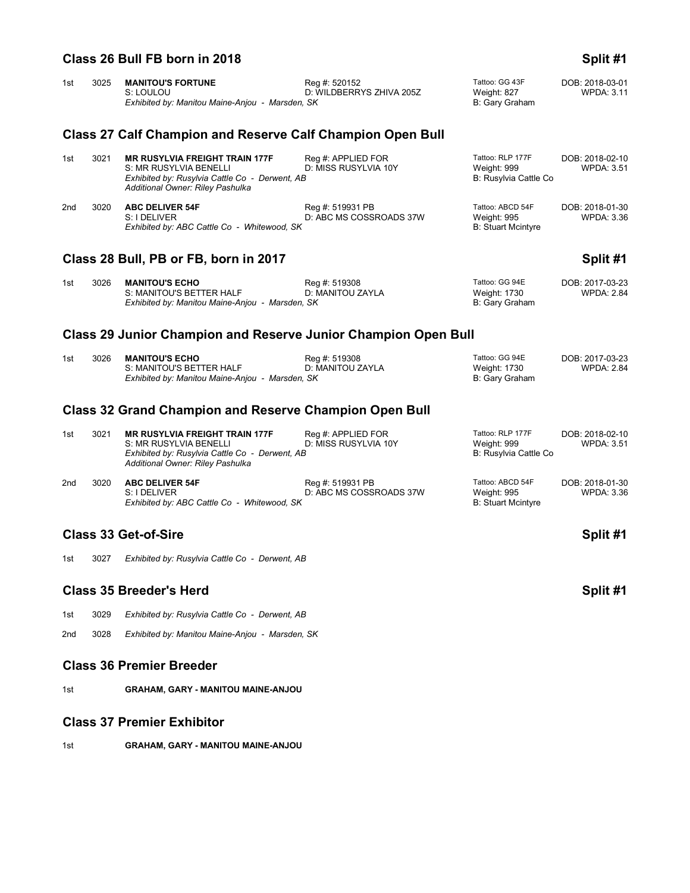## Class 26 Bull FB born in 2018 — Split #1

1st 3025 **MANITOU'S FORTUNE** — Reg #: 520152 — Tattoo: GG 43F — DOB: 2018-03-01
S: LOULOU — D: WILDBERRYS ZHIVA 205Z — Weight: 827 — WPDA: 3.11
*Exhibited by: Manitou Maine-Anjou - Marsden, SK* — B: Gary Graham

## Class 27 Calf Champion and Reserve Calf Champion Open Bull

1st 3021 **MR RUSYLVIA FREIGHT TRAIN 177F** — Reg #: APPLIED FOR — Tattoo: RLP 177F — DOB: 2018-02-10
S: MR RUSYLVIA BENELLI — D: MISS RUSYLVIA 10Y — Weight: 999 — WPDA: 3.51
*Exhibited by: Rusylvia Cattle Co - Derwent, AB* — B: Rusylvia Cattle Co
*Additional Owner: Riley Pashulka*

2nd 3020 **ABC DELIVER 54F** — Reg #: 519931 PB — Tattoo: ABCD 54F — DOB: 2018-01-30
S: I DELIVER — D: ABC MS COSSROADS 37W — Weight: 995 — WPDA: 3.36
*Exhibited by: ABC Cattle Co - Whitewood, SK* — B: Stuart Mcintyre

## Class 28 Bull, PB or FB, born in 2017 — Split #1

1st 3026 **MANITOU'S ECHO** — Reg #: 519308 — Tattoo: GG 94E — DOB: 2017-03-23
S: MANITOU'S BETTER HALF — D: MANITOU ZAYLA — Weight: 1730 — WPDA: 2.84
*Exhibited by: Manitou Maine-Anjou - Marsden, SK* — B: Gary Graham

## Class 29 Junior Champion and Reserve Junior Champion Open Bull

1st 3026 **MANITOU'S ECHO** — Reg #: 519308 — Tattoo: GG 94E — DOB: 2017-03-23
S: MANITOU'S BETTER HALF — D: MANITOU ZAYLA — Weight: 1730 — WPDA: 2.84
*Exhibited by: Manitou Maine-Anjou - Marsden, SK* — B: Gary Graham

## Class 32 Grand Champion and Reserve Champion Open Bull

1st 3021 **MR RUSYLVIA FREIGHT TRAIN 177F** — Reg #: APPLIED FOR — Tattoo: RLP 177F — DOB: 2018-02-10
S: MR RUSYLVIA BENELLI — D: MISS RUSYLVIA 10Y — Weight: 999 — WPDA: 3.51
*Exhibited by: Rusylvia Cattle Co - Derwent, AB* — B: Rusylvia Cattle Co
*Additional Owner: Riley Pashulka*

2nd 3020 **ABC DELIVER 54F** — Reg #: 519931 PB — Tattoo: ABCD 54F — DOB: 2018-01-30
S: I DELIVER — D: ABC MS COSSROADS 37W — Weight: 995 — WPDA: 3.36
*Exhibited by: ABC Cattle Co - Whitewood, SK* — B: Stuart Mcintyre

## Class 33 Get-of-Sire — Split #1

1st 3027 *Exhibited by: Rusylvia Cattle Co - Derwent, AB*

## Class 35 Breeder's Herd — Split #1

1st 3029 *Exhibited by: Rusylvia Cattle Co - Derwent, AB*

2nd 3028 *Exhibited by: Manitou Maine-Anjou - Marsden, SK*

## Class 36 Premier Breeder

1st **GRAHAM, GARY - MANITOU MAINE-ANJOU**

## Class 37 Premier Exhibitor

1st **GRAHAM, GARY - MANITOU MAINE-ANJOU**